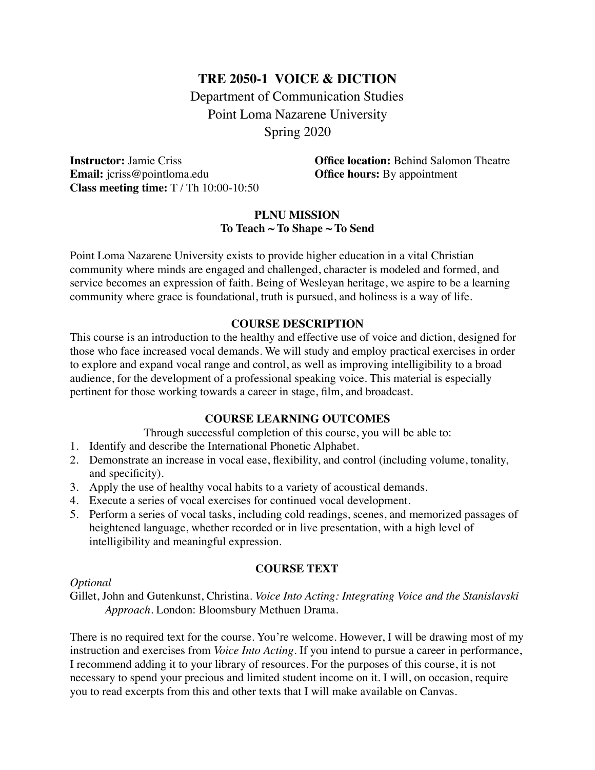# TRE 2050-1 VOICE & DICTION

Department of Communication Studies
Point Loma Nazarene University
Spring 2020

**Instructor:** Jamie Criss
**Email:** jcriss@pointloma.edu
**Class meeting time:** T / Th 10:00-10:50
**Office location:** Behind Salomon Theatre
**Office hours:** By appointment

## PLNU MISSION
**To Teach ~ To Shape ~ To Send**

Point Loma Nazarene University exists to provide higher education in a vital Christian community where minds are engaged and challenged, character is modeled and formed, and service becomes an expression of faith. Being of Wesleyan heritage, we aspire to be a learning community where grace is foundational, truth is pursued, and holiness is a way of life.

## COURSE DESCRIPTION

This course is an introduction to the healthy and effective use of voice and diction, designed for those who face increased vocal demands. We will study and employ practical exercises in order to explore and expand vocal range and control, as well as improving intelligibility to a broad audience, for the development of a professional speaking voice. This material is especially pertinent for those working towards a career in stage, film, and broadcast.

## COURSE LEARNING OUTCOMES

Through successful completion of this course, you will be able to:

1. Identify and describe the International Phonetic Alphabet.
2. Demonstrate an increase in vocal ease, flexibility, and control (including volume, tonality, and specificity).
3. Apply the use of healthy vocal habits to a variety of acoustical demands.
4. Execute a series of vocal exercises for continued vocal development.
5. Perform a series of vocal tasks, including cold readings, scenes, and memorized passages of heightened language, whether recorded or in live presentation, with a high level of intelligibility and meaningful expression.

## COURSE TEXT

*Optional*

Gillet, John and Gutenkunst, Christina. *Voice Into Acting: Integrating Voice and the Stanislavski Approach*. London: Bloomsbury Methuen Drama.

There is no required text for the course. You're welcome. However, I will be drawing most of my instruction and exercises from *Voice Into Acting*. If you intend to pursue a career in performance, I recommend adding it to your library of resources. For the purposes of this course, it is not necessary to spend your precious and limited student income on it. I will, on occasion, require you to read excerpts from this and other texts that I will make available on Canvas.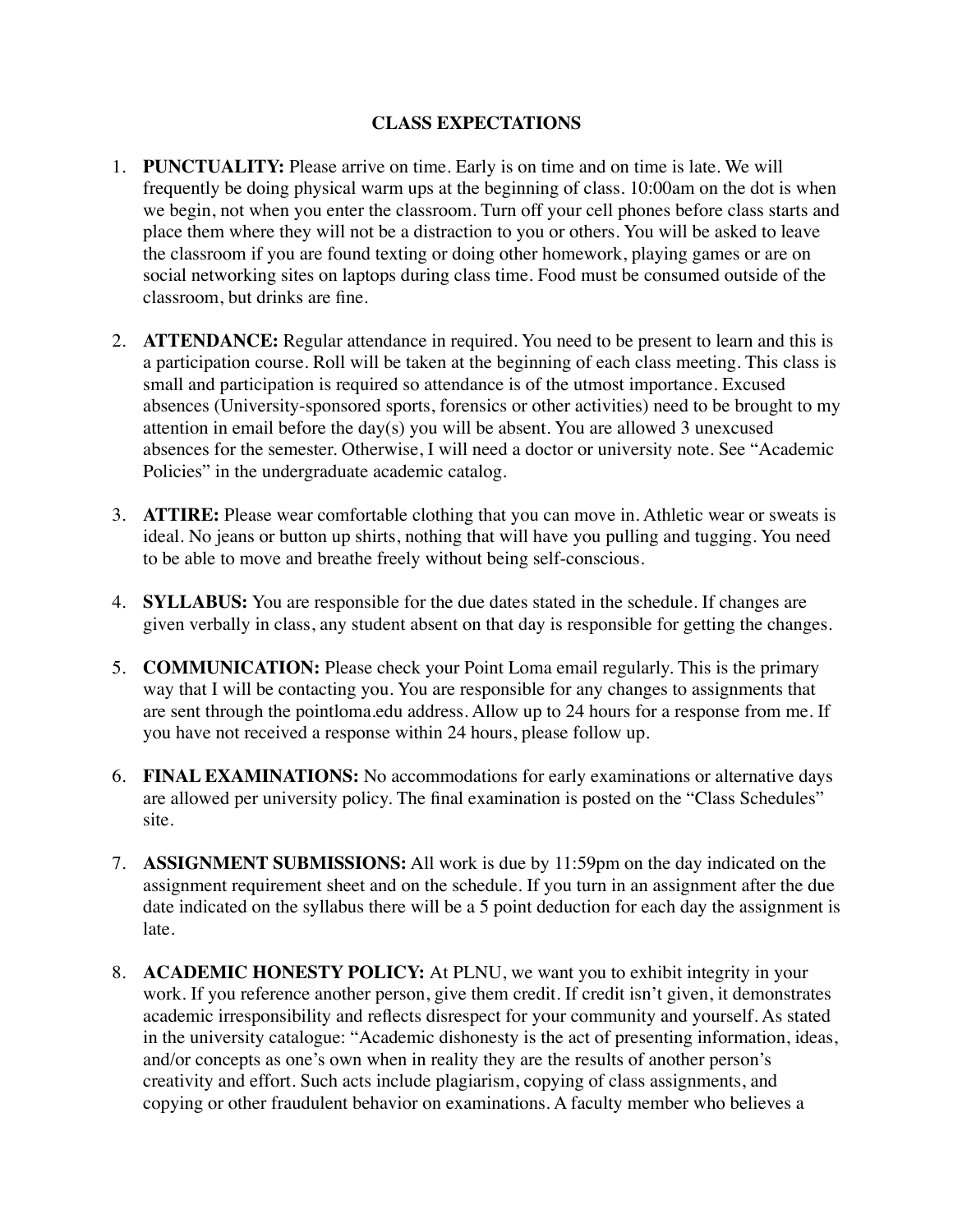## CLASS EXPECTATIONS

1. **PUNCTUALITY:** Please arrive on time. Early is on time and on time is late. We will frequently be doing physical warm ups at the beginning of class. 10:00am on the dot is when we begin, not when you enter the classroom. Turn off your cell phones before class starts and place them where they will not be a distraction to you or others. You will be asked to leave the classroom if you are found texting or doing other homework, playing games or are on social networking sites on laptops during class time. Food must be consumed outside of the classroom, but drinks are fine.

2. **ATTENDANCE:** Regular attendance in required. You need to be present to learn and this is a participation course. Roll will be taken at the beginning of each class meeting. This class is small and participation is required so attendance is of the utmost importance. Excused absences (University-sponsored sports, forensics or other activities) need to be brought to my attention in email before the day(s) you will be absent. You are allowed 3 unexcused absences for the semester. Otherwise, I will need a doctor or university note. See "Academic Policies" in the undergraduate academic catalog.

3. **ATTIRE:** Please wear comfortable clothing that you can move in. Athletic wear or sweats is ideal. No jeans or button up shirts, nothing that will have you pulling and tugging. You need to be able to move and breathe freely without being self-conscious.

4. **SYLLABUS:** You are responsible for the due dates stated in the schedule. If changes are given verbally in class, any student absent on that day is responsible for getting the changes.

5. **COMMUNICATION:** Please check your Point Loma email regularly. This is the primary way that I will be contacting you. You are responsible for any changes to assignments that are sent through the pointloma.edu address. Allow up to 24 hours for a response from me. If you have not received a response within 24 hours, please follow up.

6. **FINAL EXAMINATIONS:** No accommodations for early examinations or alternative days are allowed per university policy. The final examination is posted on the "Class Schedules" site.

7. **ASSIGNMENT SUBMISSIONS:** All work is due by 11:59pm on the day indicated on the assignment requirement sheet and on the schedule. If you turn in an assignment after the due date indicated on the syllabus there will be a 5 point deduction for each day the assignment is late.

8. **ACADEMIC HONESTY POLICY:** At PLNU, we want you to exhibit integrity in your work. If you reference another person, give them credit. If credit isn't given, it demonstrates academic irresponsibility and reflects disrespect for your community and yourself. As stated in the university catalogue: "Academic dishonesty is the act of presenting information, ideas, and/or concepts as one's own when in reality they are the results of another person's creativity and effort. Such acts include plagiarism, copying of class assignments, and copying or other fraudulent behavior on examinations. A faculty member who believes a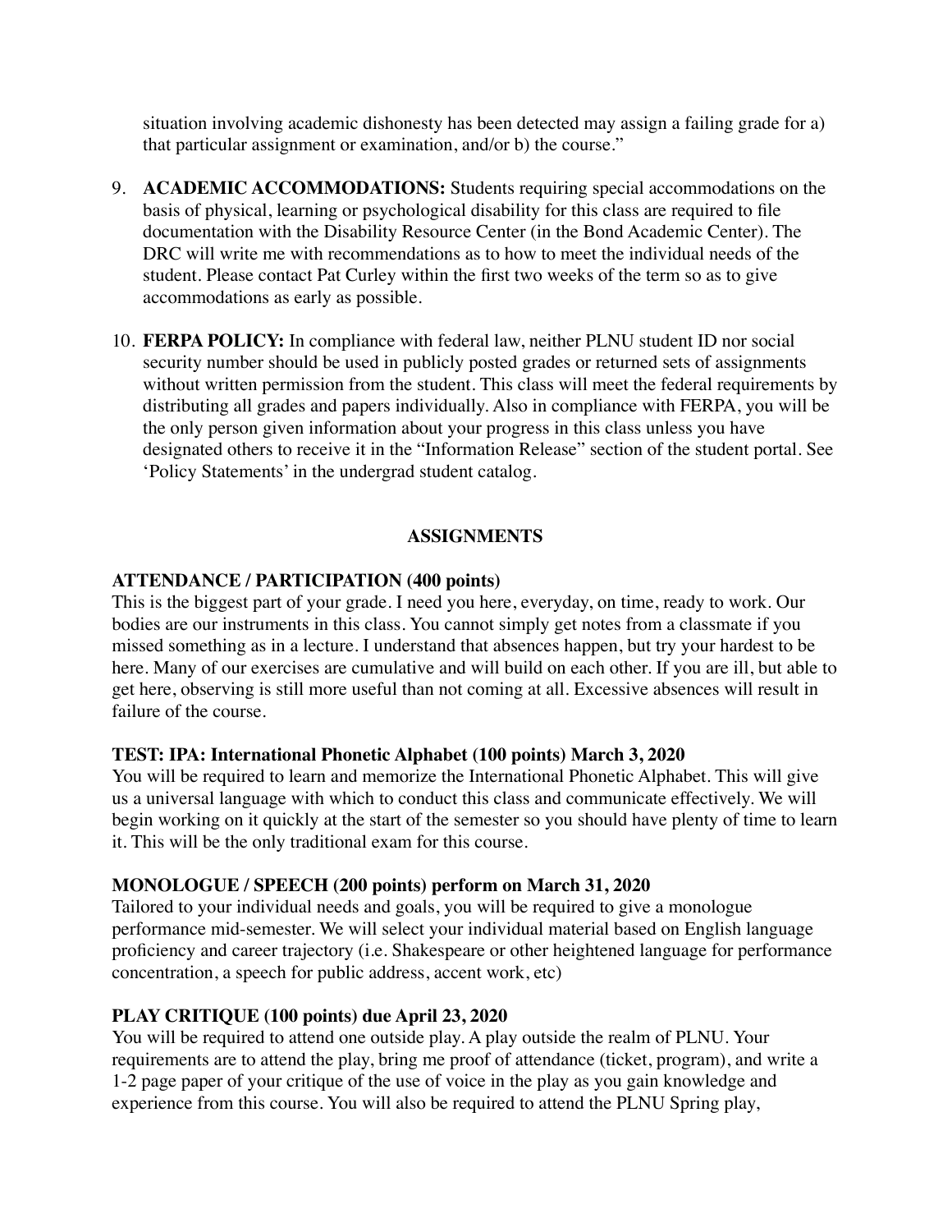situation involving academic dishonesty has been detected may assign a failing grade for a) that particular assignment or examination, and/or b) the course."

9. **ACADEMIC ACCOMMODATIONS:** Students requiring special accommodations on the basis of physical, learning or psychological disability for this class are required to file documentation with the Disability Resource Center (in the Bond Academic Center). The DRC will write me with recommendations as to how to meet the individual needs of the student. Please contact Pat Curley within the first two weeks of the term so as to give accommodations as early as possible.

10. **FERPA POLICY:** In compliance with federal law, neither PLNU student ID nor social security number should be used in publicly posted grades or returned sets of assignments without written permission from the student. This class will meet the federal requirements by distributing all grades and papers individually. Also in compliance with FERPA, you will be the only person given information about your progress in this class unless you have designated others to receive it in the "Information Release" section of the student portal. See 'Policy Statements' in the undergrad student catalog.

## ASSIGNMENTS

**ATTENDANCE / PARTICIPATION (400 points)**

This is the biggest part of your grade. I need you here, everyday, on time, ready to work. Our bodies are our instruments in this class. You cannot simply get notes from a classmate if you missed something as in a lecture. I understand that absences happen, but try your hardest to be here. Many of our exercises are cumulative and will build on each other. If you are ill, but able to get here, observing is still more useful than not coming at all. Excessive absences will result in failure of the course.

**TEST: IPA: International Phonetic Alphabet (100 points) March 3, 2020**

You will be required to learn and memorize the International Phonetic Alphabet. This will give us a universal language with which to conduct this class and communicate effectively. We will begin working on it quickly at the start of the semester so you should have plenty of time to learn it. This will be the only traditional exam for this course.

**MONOLOGUE / SPEECH (200 points) perform on March 31, 2020**

Tailored to your individual needs and goals, you will be required to give a monologue performance mid-semester. We will select your individual material based on English language proficiency and career trajectory (i.e. Shakespeare or other heightened language for performance concentration, a speech for public address, accent work, etc)

**PLAY CRITIQUE (100 points) due April 23, 2020**

You will be required to attend one outside play. A play outside the realm of PLNU. Your requirements are to attend the play, bring me proof of attendance (ticket, program), and write a 1-2 page paper of your critique of the use of voice in the play as you gain knowledge and experience from this course. You will also be required to attend the PLNU Spring play,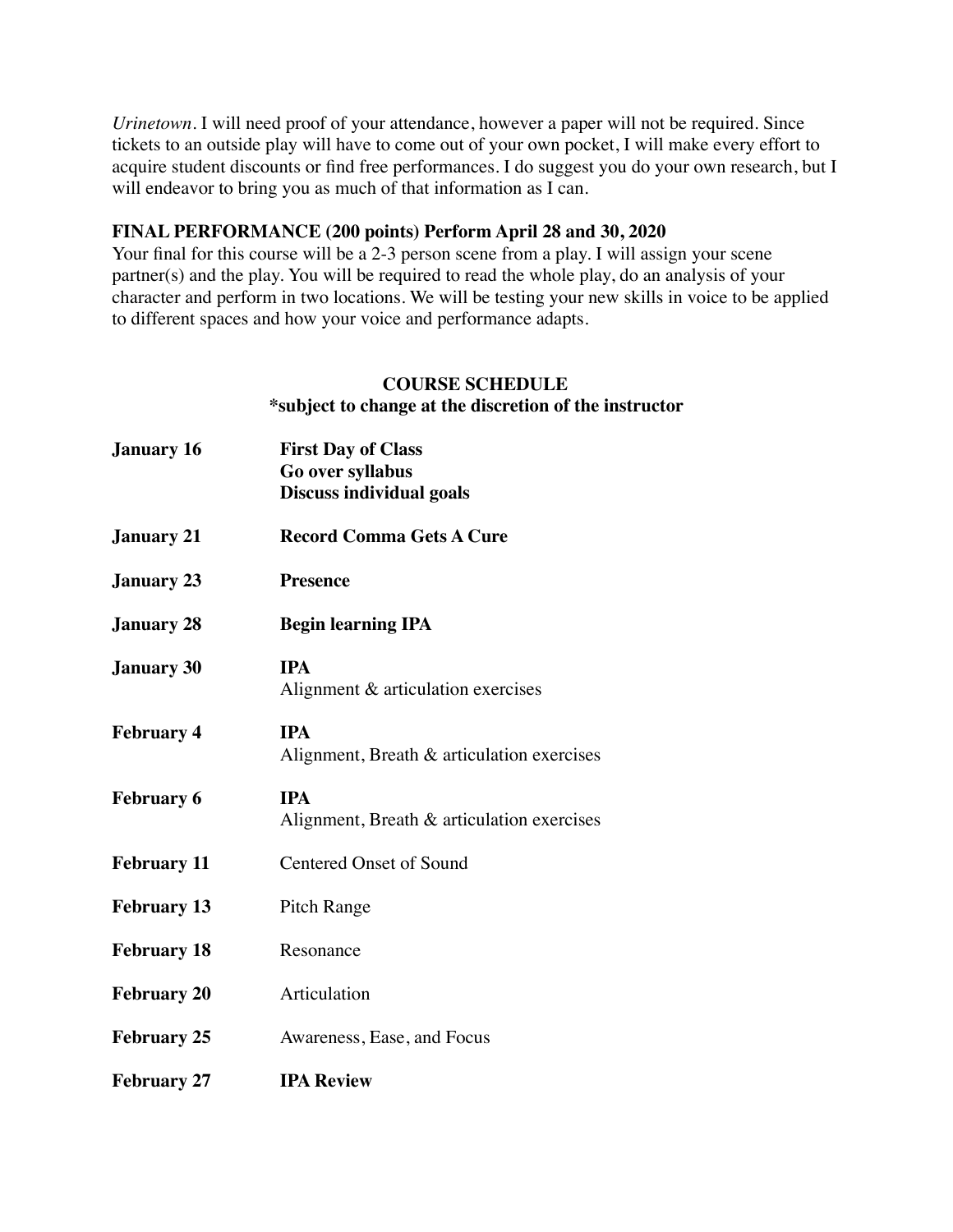*Urinetown*. I will need proof of your attendance, however a paper will not be required. Since tickets to an outside play will have to come out of your own pocket, I will make every effort to acquire student discounts or find free performances. I do suggest you do your own research, but I will endeavor to bring you as much of that information as I can.

**FINAL PERFORMANCE (200 points) Perform April 28 and 30, 2020**

Your final for this course will be a 2-3 person scene from a play. I will assign your scene partner(s) and the play. You will be required to read the whole play, do an analysis of your character and perform in two locations. We will be testing your new skills in voice to be applied to different spaces and how your voice and performance adapts.

## COURSE SCHEDULE

**\*subject to change at the discretion of the instructor**

| | |
|---|---|
| **January 16** | **First Day of Class**<br>**Go over syllabus**<br>**Discuss individual goals** |
| **January 21** | **Record Comma Gets A Cure** |
| **January 23** | **Presence** |
| **January 28** | **Begin learning IPA** |
| **January 30** | **IPA**<br>Alignment & articulation exercises |
| **February 4** | **IPA**<br>Alignment, Breath & articulation exercises |
| **February 6** | **IPA**<br>Alignment, Breath & articulation exercises |
| **February 11** | Centered Onset of Sound |
| **February 13** | Pitch Range |
| **February 18** | Resonance |
| **February 20** | Articulation |
| **February 25** | Awareness, Ease, and Focus |
| **February 27** | **IPA Review** |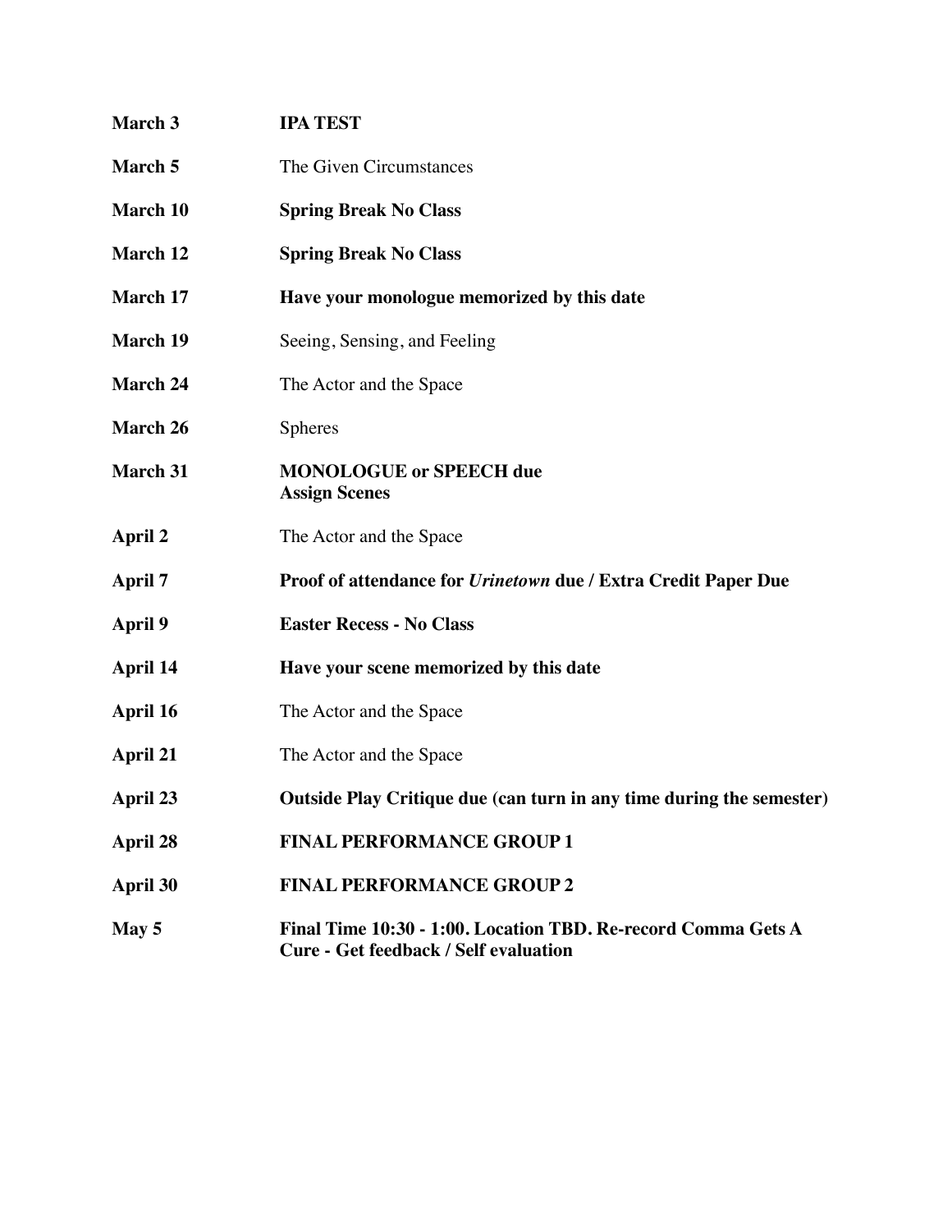| | |
|---|---|
| **March 3** | **IPA TEST** |
| **March 5** | The Given Circumstances |
| **March 10** | **Spring Break No Class** |
| **March 12** | **Spring Break No Class** |
| **March 17** | **Have your monologue memorized by this date** |
| **March 19** | Seeing, Sensing, and Feeling |
| **March 24** | The Actor and the Space |
| **March 26** | Spheres |
| **March 31** | **MONOLOGUE or SPEECH due**<br>**Assign Scenes** |
| **April 2** | The Actor and the Space |
| **April 7** | **Proof of attendance for *Urinetown* due / Extra Credit Paper Due** |
| **April 9** | **Easter Recess - No Class** |
| **April 14** | **Have your scene memorized by this date** |
| **April 16** | The Actor and the Space |
| **April 21** | The Actor and the Space |
| **April 23** | **Outside Play Critique due (can turn in any time during the semester)** |
| **April 28** | **FINAL PERFORMANCE GROUP 1** |
| **April 30** | **FINAL PERFORMANCE GROUP 2** |
| **May 5** | **Final Time 10:30 - 1:00. Location TBD. Re-record Comma Gets A Cure - Get feedback / Self evaluation** |